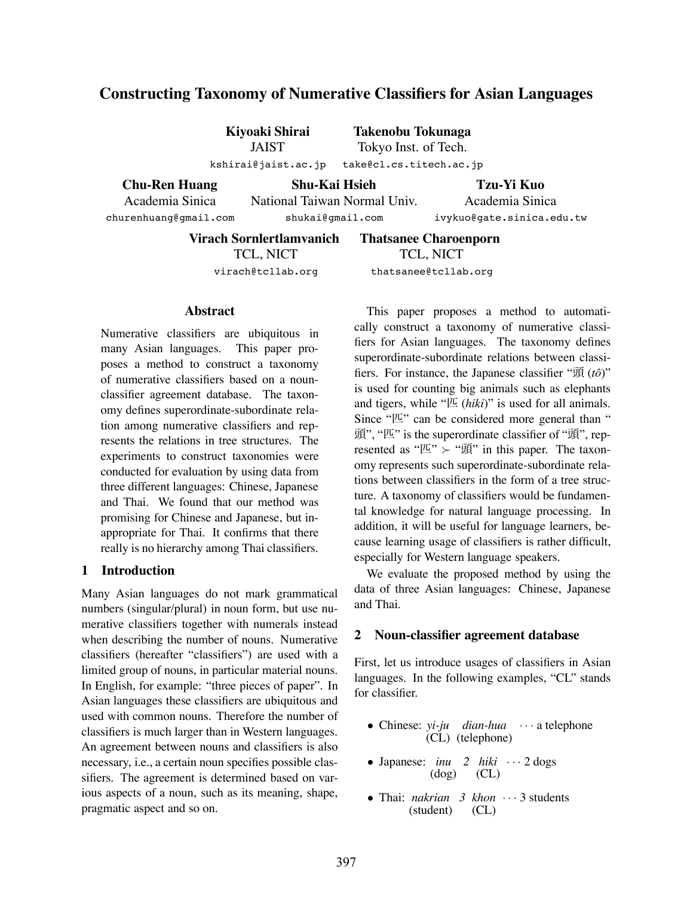# Constructing Taxonomy of Numerative Classifiers for Asian Languages

**Kiyoaki Shirai**
JAIST
kshirai@jaist.ac.jp

**Takenobu Tokunaga**
Tokyo Inst. of Tech.
take@cl.cs.titech.ac.jp

**Chu-Ren Huang**
Academia Sinica
churenhuang@gmail.com

**Shu-Kai Hsieh**
National Taiwan Normal Univ.
shukai@gmail.com

**Tzu-Yi Kuo**
Academia Sinica
ivykuo@gate.sinica.edu.tw

**Virach Sornlertlamvanich**
TCL, NICT
virach@tcllab.org

**Thatsanee Charoenporn**
TCL, NICT
thatsanee@tcllab.org

## Abstract

Numerative classifiers are ubiquitous in many Asian languages. This paper proposes a method to construct a taxonomy of numerative classifiers based on a noun-classifier agreement database. The taxonomy defines superordinate-subordinate relation among numerative classifiers and represents the relations in tree structures. The experiments to construct taxonomies were conducted for evaluation by using data from three different languages: Chinese, Japanese and Thai. We found that our method was promising for Chinese and Japanese, but inappropriate for Thai. It confirms that there really is no hierarchy among Thai classifiers.

## 1 Introduction

Many Asian languages do not mark grammatical numbers (singular/plural) in noun form, but use numerative classifiers together with numerals instead when describing the number of nouns. Numerative classifiers (hereafter "classifiers") are used with a limited group of nouns, in particular material nouns. In English, for example: "three pieces of paper". In Asian languages these classifiers are ubiquitous and used with common nouns. Therefore the number of classifiers is much larger than in Western languages. An agreement between nouns and classifiers is also necessary, i.e., a certain noun specifies possible classifiers. The agreement is determined based on various aspects of a noun, such as its meaning, shape, pragmatic aspect and so on.

This paper proposes a method to automatically construct a taxonomy of numerative classifiers for Asian languages. The taxonomy defines superordinate-subordinate relations between classifiers. For instance, the Japanese classifier "頭 (*tô*)" is used for counting big animals such as elephants and tigers, while "匹 (*hiki*)" is used for all animals. Since "匹" can be considered more general than "頭", "匹" is the superordinate classifier of "頭", represented as "匹" $\succ$ "頭" in this paper. The taxonomy represents such superordinate-subordinate relations between classifiers in the form of a tree structure. A taxonomy of classifiers would be fundamental knowledge for natural language processing. In addition, it will be useful for language learners, because learning usage of classifiers is rather difficult, especially for Western language speakers.

We evaluate the proposed method by using the data of three Asian languages: Chinese, Japanese and Thai.

## 2 Noun-classifier agreement database

First, let us introduce usages of classifiers in Asian languages. In the following examples, "CL" stands for classifier.

- Chinese: *yi-ju* (CL) *dian-hua* (telephone) ··· a telephone
- Japanese: *inu* (dog) *2* *hiki* (CL) ··· 2 dogs
- Thai: *nakrian* (student) *3* *khon* (CL) ··· 3 students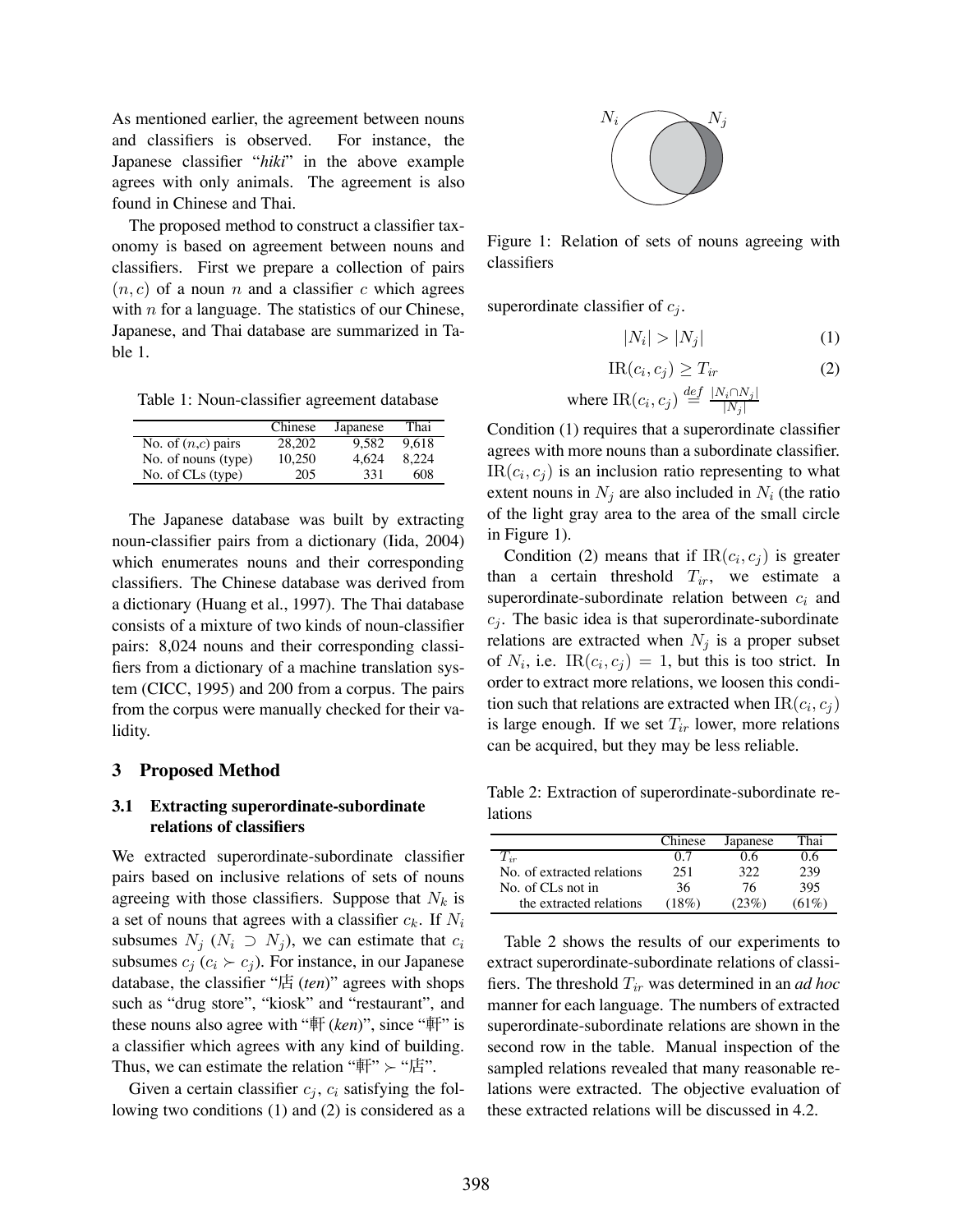As mentioned earlier, the agreement between nouns and classifiers is observed. For instance, the Japanese classifier "*hiki*" in the above example agrees with only animals. The agreement is also found in Chinese and Thai.

The proposed method to construct a classifier taxonomy is based on agreement between nouns and classifiers. First we prepare a collection of pairs $(n, c)$ of a noun $n$ and a classifier $c$ which agrees with $n$ for a language. The statistics of our Chinese, Japanese, and Thai database are summarized in Table 1.

Table 1: Noun-classifier agreement database

| | Chinese | Japanese | Thai |
|---|---|---|---|
| No. of $(n,c)$ pairs | 28,202 | 9,582 | 9,618 |
| No. of nouns (type) | 10,250 | 4,624 | 8,224 |
| No. of CLs (type) | 205 | 331 | 608 |

The Japanese database was built by extracting noun-classifier pairs from a dictionary (Iida, 2004) which enumerates nouns and their corresponding classifiers. The Chinese database was derived from a dictionary (Huang et al., 1997). The Thai database consists of a mixture of two kinds of noun-classifier pairs: 8,024 nouns and their corresponding classifiers from a dictionary of a machine translation system (CICC, 1995) and 200 from a corpus. The pairs from the corpus were manually checked for their validity.

## 3 Proposed Method

### 3.1 Extracting superordinate-subordinate relations of classifiers

We extracted superordinate-subordinate classifier pairs based on inclusive relations of sets of nouns agreeing with those classifiers. Suppose that $N_k$ is a set of nouns that agrees with a classifier $c_k$. If $N_i$ subsumes $N_j$ ($N_i \supset N_j$), we can estimate that $c_i$ subsumes $c_j$ ($c_i \succ c_j$). For instance, in our Japanese database, the classifier "店 (*ten*)" agrees with shops such as "drug store", "kiosk" and "restaurant", and these nouns also agree with "軒 (*ken*)", since "軒" is a classifier which agrees with any kind of building. Thus, we can estimate the relation "軒" $\succ$ "店".

Given a certain classifier $c_j$, $c_i$ satisfying the following two conditions (1) and (2) is considered as a superordinate classifier of $c_j$.

Figure 1: Relation of sets of nouns agreeing with classifiers

$$|N_i| > |N_j| \tag{1}$$

$$\mathrm{IR}(c_i, c_j) \geq T_{ir} \tag{2}$$

$$\text{where } \mathrm{IR}(c_i, c_j) \stackrel{def}{=} \frac{|N_i \cap N_j|}{|N_j|}$$

Condition (1) requires that a superordinate classifier agrees with more nouns than a subordinate classifier. $\mathrm{IR}(c_i, c_j)$ is an inclusion ratio representing to what extent nouns in $N_j$ are also included in $N_i$ (the ratio of the light gray area to the area of the small circle in Figure 1).

Condition (2) means that if $\mathrm{IR}(c_i, c_j)$ is greater than a certain threshold $T_{ir}$, we estimate a superordinate-subordinate relation between $c_i$ and $c_j$. The basic idea is that superordinate-subordinate relations are extracted when $N_j$ is a proper subset of $N_i$, i.e. $\mathrm{IR}(c_i, c_j) = 1$, but this is too strict. In order to extract more relations, we loosen this condition such that relations are extracted when $\mathrm{IR}(c_i, c_j)$ is large enough. If we set $T_{ir}$ lower, more relations can be acquired, but they may be less reliable.

Table 2: Extraction of superordinate-subordinate relations

| | Chinese | Japanese | Thai |
|---|---|---|---|
| $T_{ir}$ | 0.7 | 0.6 | 0.6 |
| No. of extracted relations | 251 | 322 | 239 |
| No. of CLs not in the extracted relations | 36 (18%) | 76 (23%) | 395 (61%) |

Table 2 shows the results of our experiments to extract superordinate-subordinate relations of classifiers. The threshold $T_{ir}$ was determined in an *ad hoc* manner for each language. The numbers of extracted superordinate-subordinate relations are shown in the second row in the table. Manual inspection of the sampled relations revealed that many reasonable relations were extracted. The objective evaluation of these extracted relations will be discussed in 4.2.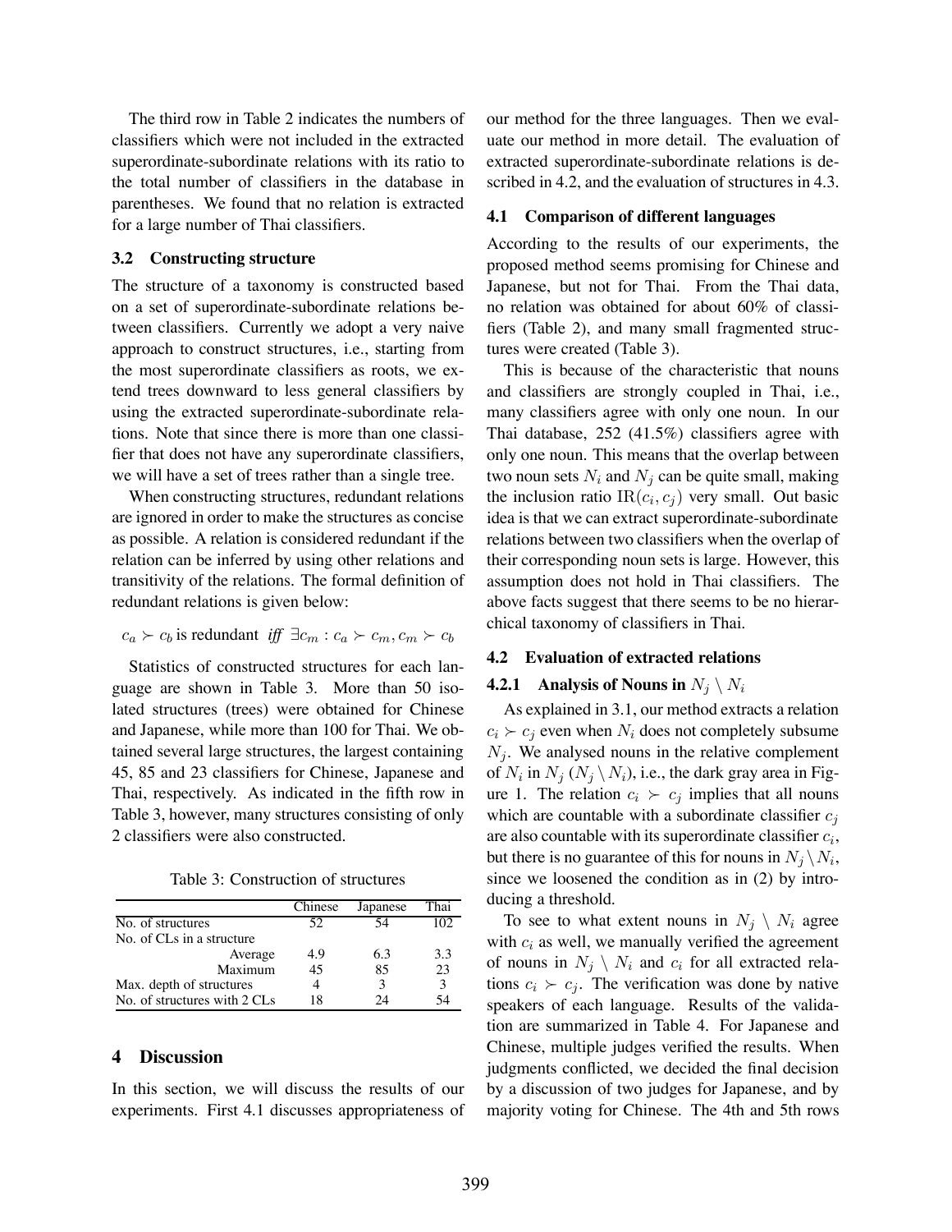The third row in Table 2 indicates the numbers of classifiers which were not included in the extracted superordinate-subordinate relations with its ratio to the total number of classifiers in the database in parentheses. We found that no relation is extracted for a large number of Thai classifiers.

### 3.2 Constructing structure

The structure of a taxonomy is constructed based on a set of superordinate-subordinate relations between classifiers. Currently we adopt a very naive approach to construct structures, i.e., starting from the most superordinate classifiers as roots, we extend trees downward to less general classifiers by using the extracted superordinate-subordinate relations. Note that since there is more than one classifier that does not have any superordinate classifiers, we will have a set of trees rather than a single tree.

When constructing structures, redundant relations are ignored in order to make the structures as concise as possible. A relation is considered redundant if the relation can be inferred by using other relations and transitivity of the relations. The formal definition of redundant relations is given below:

$$c_a \succ c_b \text{ is redundant } \textit{iff } \exists c_m : c_a \succ c_m, c_m \succ c_b$$

Statistics of constructed structures for each language are shown in Table 3. More than 50 isolated structures (trees) were obtained for Chinese and Japanese, while more than 100 for Thai. We obtained several large structures, the largest containing 45, 85 and 23 classifiers for Chinese, Japanese and Thai, respectively. As indicated in the fifth row in Table 3, however, many structures consisting of only 2 classifiers were also constructed.

Table 3: Construction of structures

| | Chinese | Japanese | Thai |
|---|---|---|---|
| No. of structures | 52 | 54 | 102 |
| No. of CLs in a structure | | | |
| Average | 4.9 | 6.3 | 3.3 |
| Maximum | 45 | 85 | 23 |
| Max. depth of structures | 4 | 3 | 3 |
| No. of structures with 2 CLs | 18 | 24 | 54 |

## 4 Discussion

In this section, we will discuss the results of our experiments. First 4.1 discusses appropriateness of our method for the three languages. Then we evaluate our method in more detail. The evaluation of extracted superordinate-subordinate relations is described in 4.2, and the evaluation of structures in 4.3.

### 4.1 Comparison of different languages

According to the results of our experiments, the proposed method seems promising for Chinese and Japanese, but not for Thai. From the Thai data, no relation was obtained for about 60% of classifiers (Table 2), and many small fragmented structures were created (Table 3).

This is because of the characteristic that nouns and classifiers are strongly coupled in Thai, i.e., many classifiers agree with only one noun. In our Thai database, 252 (41.5%) classifiers agree with only one noun. This means that the overlap between two noun sets $N_i$ and $N_j$ can be quite small, making the inclusion ratio $\mathrm{IR}(c_i, c_j)$ very small. Out basic idea is that we can extract superordinate-subordinate relations between two classifiers when the overlap of their corresponding noun sets is large. However, this assumption does not hold in Thai classifiers. The above facts suggest that there seems to be no hierarchical taxonomy of classifiers in Thai.

### 4.2 Evaluation of extracted relations

#### 4.2.1 Analysis of Nouns in $N_j \setminus N_i$

As explained in 3.1, our method extracts a relation $c_i \succ c_j$ even when $N_i$ does not completely subsume $N_j$. We analysed nouns in the relative complement of $N_i$ in $N_j$ ($N_j \setminus N_i$), i.e., the dark gray area in Figure 1. The relation $c_i \succ c_j$ implies that all nouns which are countable with a subordinate classifier $c_j$ are also countable with its superordinate classifier $c_i$, but there is no guarantee of this for nouns in $N_j \setminus N_i$, since we loosened the condition as in (2) by introducing a threshold.

To see to what extent nouns in $N_j \setminus N_i$ agree with $c_i$ as well, we manually verified the agreement of nouns in $N_j \setminus N_i$ and $c_i$ for all extracted relations $c_i \succ c_j$. The verification was done by native speakers of each language. Results of the validation are summarized in Table 4. For Japanese and Chinese, multiple judges verified the results. When judgments conflicted, we decided the final decision by a discussion of two judges for Japanese, and by majority voting for Chinese. The 4th and 5th rows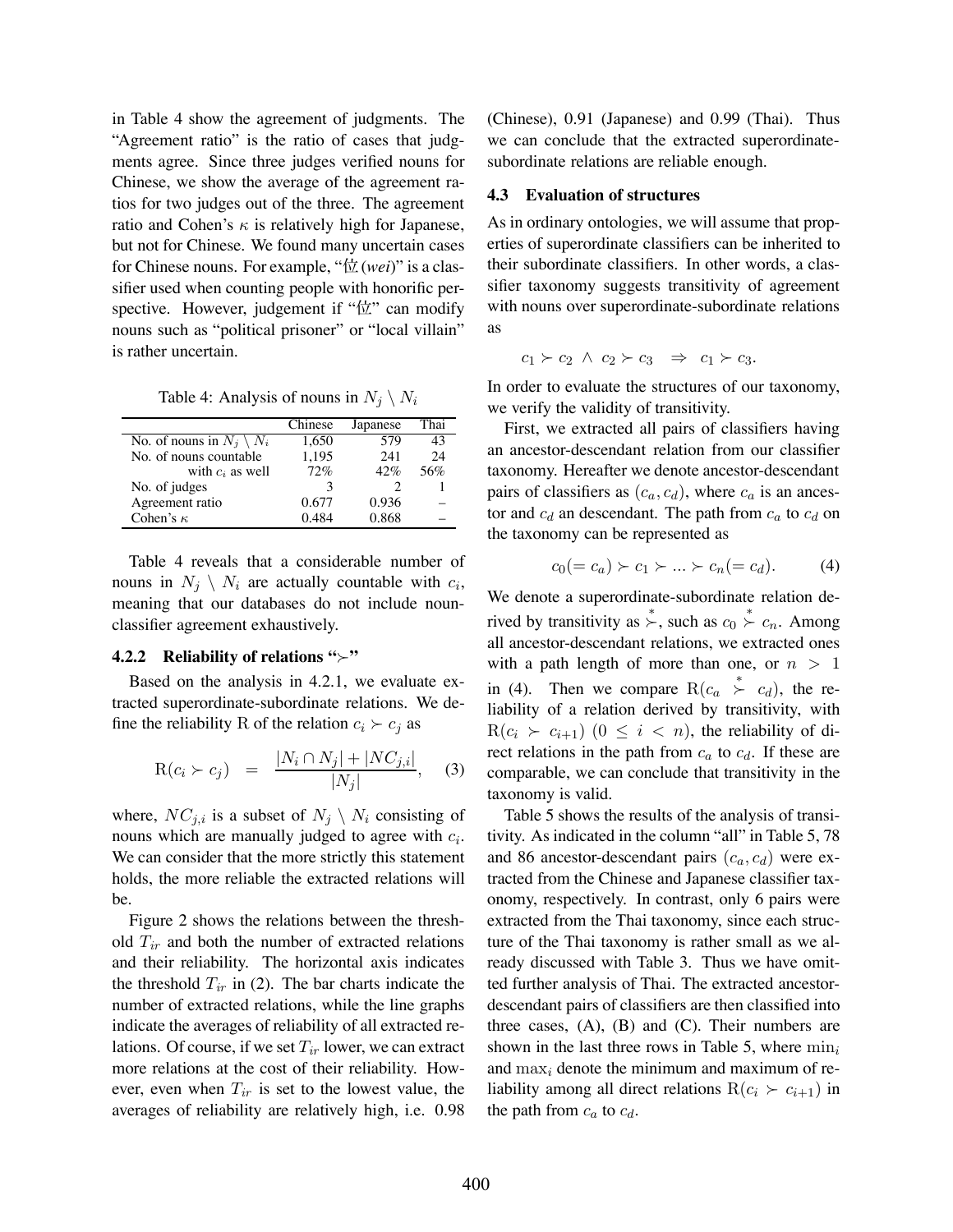in Table 4 show the agreement of judgments. The "Agreement ratio" is the ratio of cases that judgments agree. Since three judges verified nouns for Chinese, we show the average of the agreement ratios for two judges out of the three. The agreement ratio and Cohen's $\kappa$ is relatively high for Japanese, but not for Chinese. We found many uncertain cases for Chinese nouns. For example, "位 (*wei*)" is a classifier used when counting people with honorific perspective. However, judgement if "位" can modify nouns such as "political prisoner" or "local villain" is rather uncertain.

Table 4: Analysis of nouns in $N_j \setminus N_i$

| | Chinese | Japanese | Thai |
|---|---|---|---|
| No. of nouns in $N_j \setminus N_i$ | 1,650 | 579 | 43 |
| No. of nouns countable with $c_i$ as well | 1,195 | 241 | 24 |
| | 72% | 42% | 56% |
| No. of judges | 3 | 2 | 1 |
| Agreement ratio | 0.677 | 0.936 | – |
| Cohen's $\kappa$ | 0.484 | 0.868 | – |

Table 4 reveals that a considerable number of nouns in $N_j \setminus N_i$ are actually countable with $c_i$, meaning that our databases do not include noun-classifier agreement exhaustively.

#### 4.2.2 Reliability of relations "$\succ$"

Based on the analysis in 4.2.1, we evaluate extracted superordinate-subordinate relations. We define the reliability R of the relation $c_i \succ c_j$ as

$$\mathrm{R}(c_i \succ c_j) \;=\; \frac{|N_i \cap N_j| + |NC_{j,i}|}{|N_j|}, \quad (3)$$

where, $NC_{j,i}$ is a subset of $N_j \setminus N_i$ consisting of nouns which are manually judged to agree with $c_i$. We can consider that the more strictly this statement holds, the more reliable the extracted relations will be.

Figure 2 shows the relations between the threshold $T_{ir}$ and both the number of extracted relations and their reliability. The horizontal axis indicates the threshold $T_{ir}$ in (2). The bar charts indicate the number of extracted relations, while the line graphs indicate the averages of reliability of all extracted relations. Of course, if we set $T_{ir}$ lower, we can extract more relations at the cost of their reliability. However, even when $T_{ir}$ is set to the lowest value, the averages of reliability are relatively high, i.e. 0.98 (Chinese), 0.91 (Japanese) and 0.99 (Thai). Thus we can conclude that the extracted superordinate-subordinate relations are reliable enough.

### 4.3 Evaluation of structures

As in ordinary ontologies, we will assume that properties of superordinate classifiers can be inherited to their subordinate classifiers. In other words, a classifier taxonomy suggests transitivity of agreement with nouns over superordinate-subordinate relations as

$$c_1 \succ c_2 \;\wedge\; c_2 \succ c_3 \quad\Rightarrow\quad c_1 \succ c_3.$$

In order to evaluate the structures of our taxonomy, we verify the validity of transitivity.

First, we extracted all pairs of classifiers having an ancestor-descendant relation from our classifier taxonomy. Hereafter we denote ancestor-descendant pairs of classifiers as $(c_a, c_d)$, where $c_a$ is an ancestor and $c_d$ an descendant. The path from $c_a$ to $c_d$ on the taxonomy can be represented as

$$c_0(= c_a) \succ c_1 \succ \ldots \succ c_n(= c_d). \quad (4)$$

We denote a superordinate-subordinate relation derived by transitivity as $\overset{*}{\succ}$, such as $c_0 \overset{*}{\succ} c_n$. Among all ancestor-descendant relations, we extracted ones with a path length of more than one, or $n > 1$ in (4). Then we compare $\mathrm{R}(c_a \overset{*}{\succ} c_d)$, the reliability of a relation derived by transitivity, with $\mathrm{R}(c_i \succ c_{i+1})$ $(0 \leq i < n)$, the reliability of direct relations in the path from $c_a$ to $c_d$. If these are comparable, we can conclude that transitivity in the taxonomy is valid.

Table 5 shows the results of the analysis of transitivity. As indicated in the column "all" in Table 5, 78 and 86 ancestor-descendant pairs $(c_a, c_d)$ were extracted from the Chinese and Japanese classifier taxonomy, respectively. In contrast, only 6 pairs were extracted from the Thai taxonomy, since each structure of the Thai taxonomy is rather small as we already discussed with Table 3. Thus we have omitted further analysis of Thai. The extracted ancestor-descendant pairs of classifiers are then classified into three cases, (A), (B) and (C). Their numbers are shown in the last three rows in Table 5, where $\min_i$ and $\max_i$ denote the minimum and maximum of reliability among all direct relations $\mathrm{R}(c_i \succ c_{i+1})$ in the path from $c_a$ to $c_d$.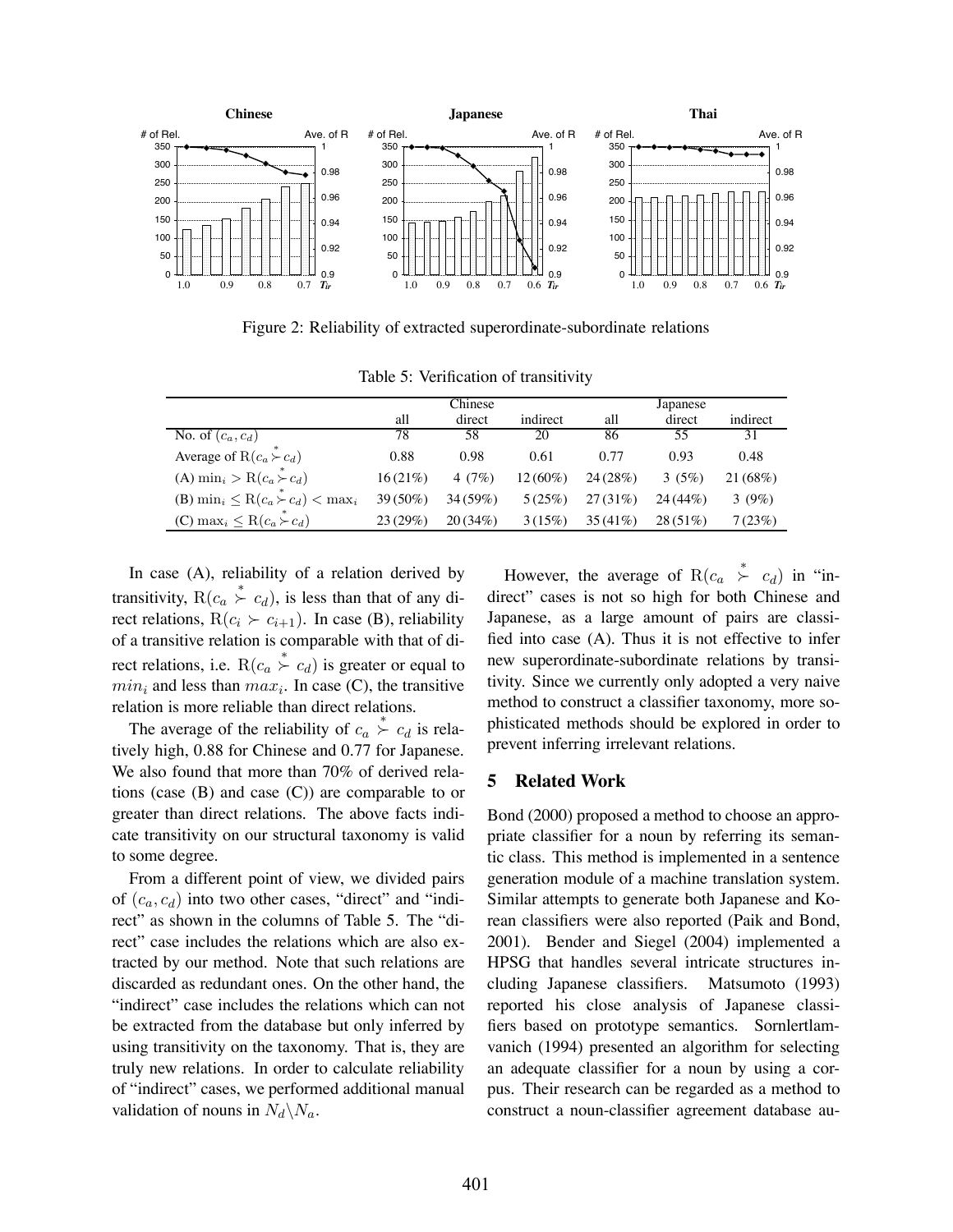Figure 2: Reliability of extracted superordinate-subordinate relations

Table 5: Verification of transitivity

| | Chinese | | | Japanese | | |
|---|---|---|---|---|---|---|
| | all | direct | indirect | all | direct | indirect |
| No. of $(c_a, c_d)$ | 78 | 58 | 20 | 86 | 55 | 31 |
| Average of $\mathrm{R}(c_a \overset{*}{\succ} c_d)$ | 0.88 | 0.98 | 0.61 | 0.77 | 0.93 | 0.48 |
| (A) $\min_i > \mathrm{R}(c_a \overset{*}{\succ} c_d)$ | 16 (21%) | 4 (7%) | 12 (60%) | 24 (28%) | 3 (5%) | 21 (68%) |
| (B) $\min_i \leq \mathrm{R}(c_a \overset{*}{\succ} c_d) < \max_i$ | 39 (50%) | 34 (59%) | 5 (25%) | 27 (31%) | 24 (44%) | 3 (9%) |
| (C) $\max_i \leq \mathrm{R}(c_a \overset{*}{\succ} c_d)$ | 23 (29%) | 20 (34%) | 3 (15%) | 35 (41%) | 28 (51%) | 7 (23%) |

In case (A), reliability of a relation derived by transitivity, $\mathrm{R}(c_a \overset{*}{\succ} c_d)$, is less than that of any direct relations, $\mathrm{R}(c_i \succ c_{i+1})$. In case (B), reliability of a transitive relation is comparable with that of direct relations, i.e. $\mathrm{R}(c_a \overset{*}{\succ} c_d)$ is greater or equal to $min_i$ and less than $max_i$. In case (C), the transitive relation is more reliable than direct relations.

The average of the reliability of $c_a \overset{*}{\succ} c_d$ is relatively high, 0.88 for Chinese and 0.77 for Japanese. We also found that more than 70% of derived relations (case (B) and case (C)) are comparable to or greater than direct relations. The above facts indicate transitivity on our structural taxonomy is valid to some degree.

From a different point of view, we divided pairs of $(c_a, c_d)$ into two other cases, "direct" and "indirect" as shown in the columns of Table 5. The "direct" case includes the relations which are also extracted by our method. Note that such relations are discarded as redundant ones. On the other hand, the "indirect" case includes the relations which can not be extracted from the database but only inferred by using transitivity on the taxonomy. That is, they are truly new relations. In order to calculate reliability of "indirect" cases, we performed additional manual validation of nouns in $N_d \backslash N_a$.

However, the average of $\mathrm{R}(c_a \overset{*}{\succ} c_d)$ in "indirect" cases is not so high for both Chinese and Japanese, as a large amount of pairs are classified into case (A). Thus it is not effective to infer new superordinate-subordinate relations by transitivity. Since we currently only adopted a very naive method to construct a classifier taxonomy, more sophisticated methods should be explored in order to prevent inferring irrelevant relations.

## 5 Related Work

Bond (2000) proposed a method to choose an appropriate classifier for a noun by referring its semantic class. This method is implemented in a sentence generation module of a machine translation system. Similar attempts to generate both Japanese and Korean classifiers were also reported (Paik and Bond, 2001). Bender and Siegel (2004) implemented a HPSG that handles several intricate structures including Japanese classifiers. Matsumoto (1993) reported his close analysis of Japanese classifiers based on prototype semantics. Sornlertlamvanich (1994) presented an algorithm for selecting an adequate classifier for a noun by using a corpus. Their research can be regarded as a method to construct a noun-classifier agreement database au-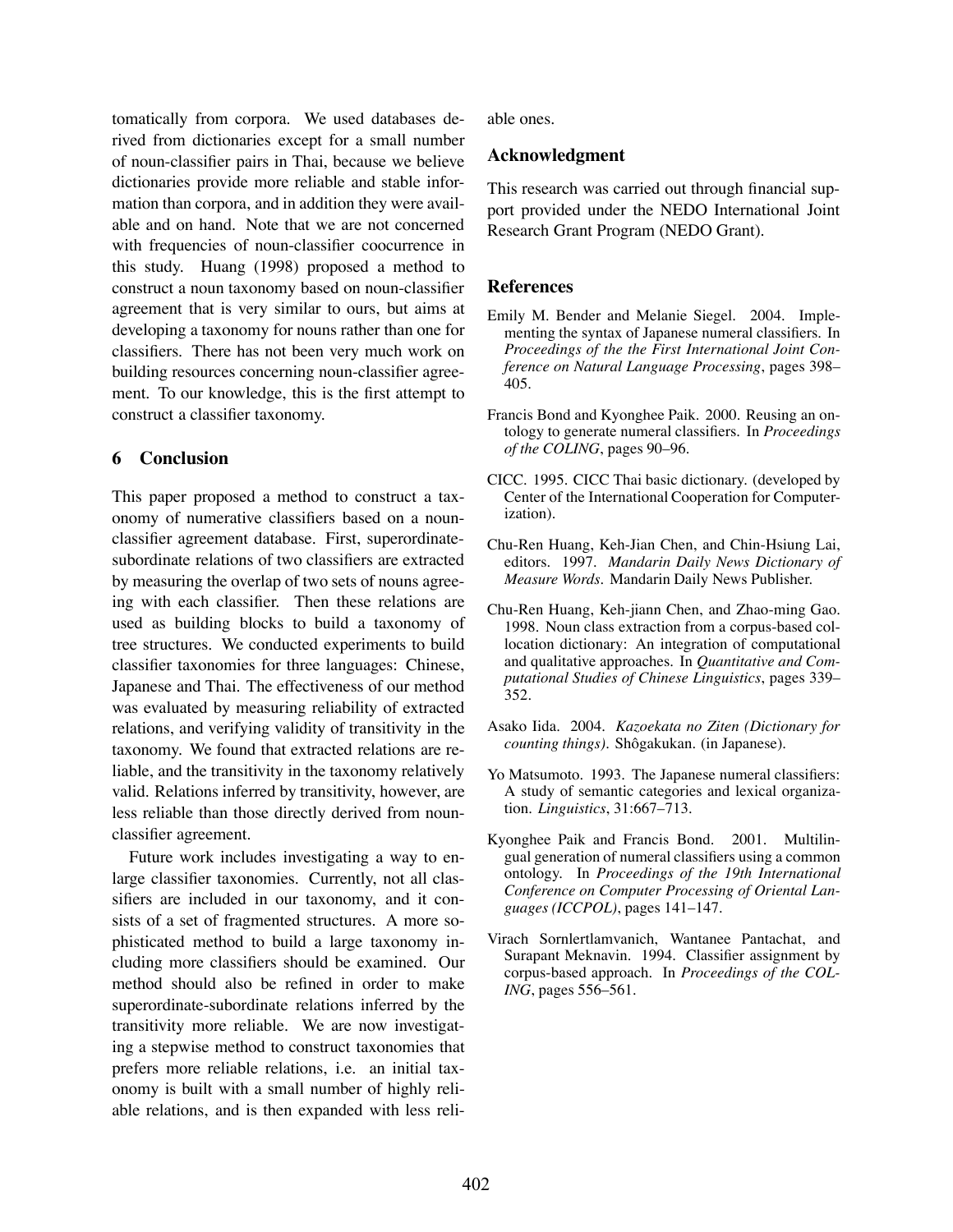tomatically from corpora. We used databases derived from dictionaries except for a small number of noun-classifier pairs in Thai, because we believe dictionaries provide more reliable and stable information than corpora, and in addition they were available and on hand. Note that we are not concerned with frequencies of noun-classifier coocurrence in this study. Huang (1998) proposed a method to construct a noun taxonomy based on noun-classifier agreement that is very similar to ours, but aims at developing a taxonomy for nouns rather than one for classifiers. There has not been very much work on building resources concerning noun-classifier agreement. To our knowledge, this is the first attempt to construct a classifier taxonomy.

## 6 Conclusion

This paper proposed a method to construct a taxonomy of numerative classifiers based on a noun-classifier agreement database. First, superordinate-subordinate relations of two classifiers are extracted by measuring the overlap of two sets of nouns agreeing with each classifier. Then these relations are used as building blocks to build a taxonomy of tree structures. We conducted experiments to build classifier taxonomies for three languages: Chinese, Japanese and Thai. The effectiveness of our method was evaluated by measuring reliability of extracted relations, and verifying validity of transitivity in the taxonomy. We found that extracted relations are reliable, and the transitivity in the taxonomy relatively valid. Relations inferred by transitivity, however, are less reliable than those directly derived from noun-classifier agreement.

Future work includes investigating a way to enlarge classifier taxonomies. Currently, not all classifiers are included in our taxonomy, and it consists of a set of fragmented structures. A more sophisticated method to build a large taxonomy including more classifiers should be examined. Our method should also be refined in order to make superordinate-subordinate relations inferred by the transitivity more reliable. We are now investigating a stepwise method to construct taxonomies that prefers more reliable relations, i.e. an initial taxonomy is built with a small number of highly reliable relations, and is then expanded with less reliable ones.

## Acknowledgment

This research was carried out through financial support provided under the NEDO International Joint Research Grant Program (NEDO Grant).

## References

Emily M. Bender and Melanie Siegel. 2004. Implementing the syntax of Japanese numeral classifiers. In *Proceedings of the the First International Joint Conference on Natural Language Processing*, pages 398–405.

Francis Bond and Kyonghee Paik. 2000. Reusing an ontology to generate numeral classifiers. In *Proceedings of the COLING*, pages 90–96.

CICC. 1995. CICC Thai basic dictionary. (developed by Center of the International Cooperation for Computerization).

Chu-Ren Huang, Keh-Jian Chen, and Chin-Hsiung Lai, editors. 1997. *Mandarin Daily News Dictionary of Measure Words*. Mandarin Daily News Publisher.

Chu-Ren Huang, Keh-jiann Chen, and Zhao-ming Gao. 1998. Noun class extraction from a corpus-based collocation dictionary: An integration of computational and qualitative approaches. In *Quantitative and Computational Studies of Chinese Linguistics*, pages 339–352.

Asako Iida. 2004. *Kazoekata no Ziten (Dictionary for counting things)*. Shôgakukan. (in Japanese).

Yo Matsumoto. 1993. The Japanese numeral classifiers: A study of semantic categories and lexical organization. *Linguistics*, 31:667–713.

Kyonghee Paik and Francis Bond. 2001. Multilingual generation of numeral classifiers using a common ontology. In *Proceedings of the 19th International Conference on Computer Processing of Oriental Languages (ICCPOL)*, pages 141–147.

Virach Sornlertlamvanich, Wantanee Pantachat, and Surapant Meknavin. 1994. Classifier assignment by corpus-based approach. In *Proceedings of the COLING*, pages 556–561.